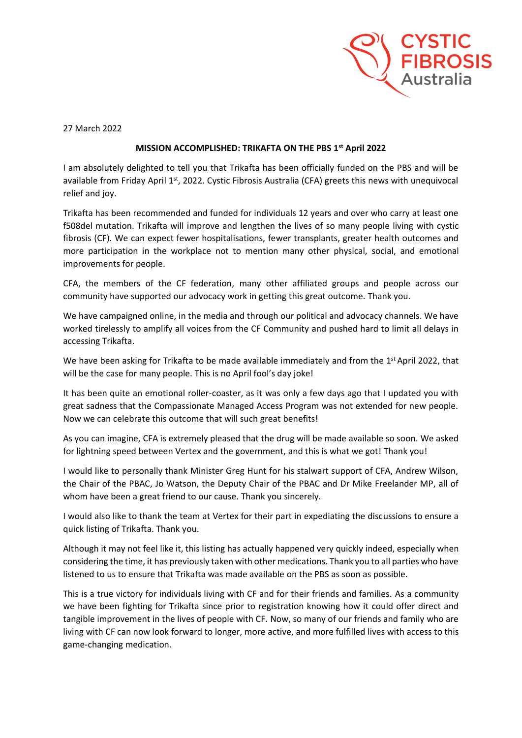27 March 2022

**MISSION ACCOMPLISHED: TRIKAFTA ON THE PBS 1st April 2022**

I am absolutely delighted to tell you that Trikafta has been officially funded on the PBS and will be available from Friday April 1st, 2022. Cystic Fibrosis Australia (CFA) greets this news with unequivocal relief and joy.

Trikafta has been recommended and funded for individuals 12 years and over who carry at least one f508del mutation. Trikafta will improve and lengthen the lives of so many people living with cystic fibrosis (CF). We can expect fewer hospitalisations, fewer transplants, greater health outcomes and more participation in the workplace not to mention many other physical, social, and emotional improvements for people.

CFA, the members of the CF federation, many other affiliated groups and people across our community have supported our advocacy work in getting this great outcome. Thank you.

We have campaigned online, in the media and through our political and advocacy channels. We have worked tirelessly to amplify all voices from the CF Community and pushed hard to limit all delays in accessing Trikafta.

We have been asking for Trikafta to be made available immediately and from the 1st April 2022, that will be the case for many people. This is no April fool's day joke!

It has been quite an emotional roller-coaster, as it was only a few days ago that I updated you with great sadness that the Compassionate Managed Access Program was not extended for new people. Now we can celebrate this outcome that will such great benefits!

As you can imagine, CFA is extremely pleased that the drug will be made available so soon. We asked for lightning speed between Vertex and the government, and this is what we got! Thank you!

I would like to personally thank Minister Greg Hunt for his stalwart support of CFA, Andrew Wilson, the Chair of the PBAC, Jo Watson, the Deputy Chair of the PBAC and Dr Mike Freelander MP, all of whom have been a great friend to our cause. Thank you sincerely.

I would also like to thank the team at Vertex for their part in expediating the discussions to ensure a quick listing of Trikafta. Thank you.

Although it may not feel like it, this listing has actually happened very quickly indeed, especially when considering the time, it has previously taken with other medications. Thank you to all parties who have listened to us to ensure that Trikafta was made available on the PBS as soon as possible.

This is a true victory for individuals living with CF and for their friends and families. As a community we have been fighting for Trikafta since prior to registration knowing how it could offer direct and tangible improvement in the lives of people with CF. Now, so many of our friends and family who are living with CF can now look forward to longer, more active, and more fulfilled lives with access to this game-changing medication.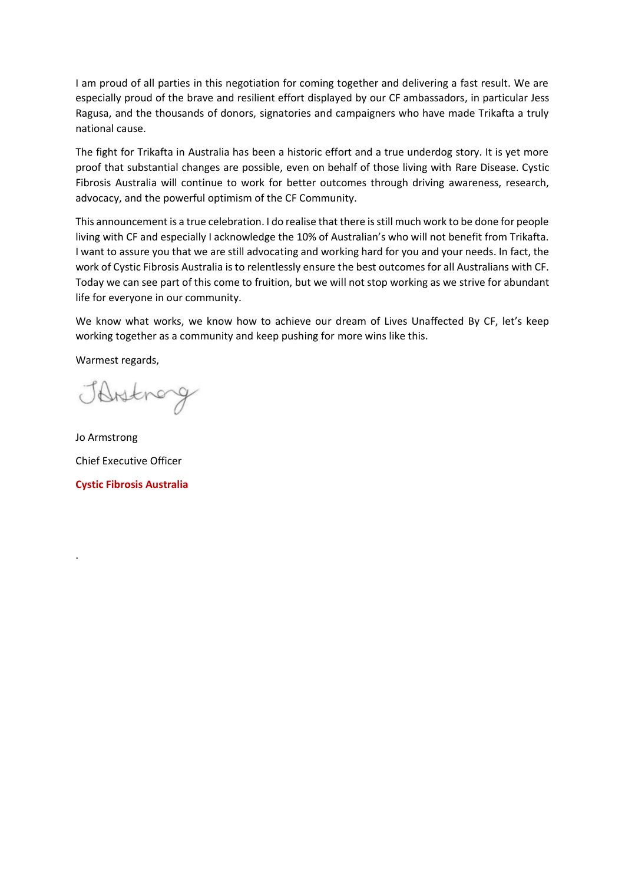I am proud of all parties in this negotiation for coming together and delivering a fast result. We are especially proud of the brave and resilient effort displayed by our CF ambassadors, in particular Jess Ragusa, and the thousands of donors, signatories and campaigners who have made Trikafta a truly national cause.

The fight for Trikafta in Australia has been a historic effort and a true underdog story. It is yet more proof that substantial changes are possible, even on behalf of those living with Rare Disease. Cystic Fibrosis Australia will continue to work for better outcomes through driving awareness, research, advocacy, and the powerful optimism of the CF Community.

This announcement is a true celebration. I do realise that there is still much work to be done for people living with CF and especially I acknowledge the 10% of Australian's who will not benefit from Trikafta. I want to assure you that we are still advocating and working hard for you and your needs. In fact, the work of Cystic Fibrosis Australia is to relentlessly ensure the best outcomes for all Australians with CF. Today we can see part of this come to fruition, but we will not stop working as we strive for abundant life for everyone in our community.

We know what works, we know how to achieve our dream of Lives Unaffected By CF, let's keep working together as a community and keep pushing for more wins like this.

Warmest regards,

Jo Armstrong

Chief Executive Officer

**Cystic Fibrosis Australia**

.